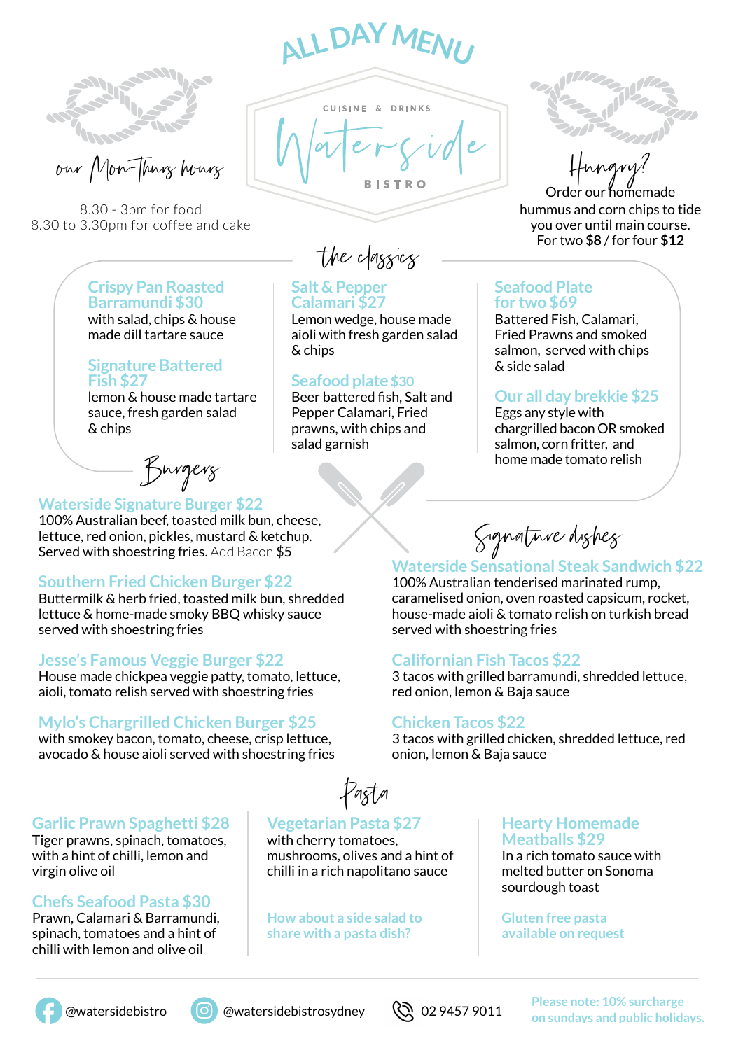# ALL DAY MENU

CUISINE & DRINKS

# Waterside

BISTRO

*our Mon-Thurs hours*

8.30 - 3pm for food
8.30 to 3.30pm for coffee and cake

*Hungry?*

Order our homemade hummus and corn chips to tide you over until main course.
For two **$8** / for four **$12**

## the classics

**Crispy Pan Roasted Barramundi $30**
with salad, chips & house made dill tartare sauce

**Signature Battered Fish $27**
lemon & house made tartare sauce, fresh garden salad & chips

**Salt & Pepper Calamari $27**
Lemon wedge, house made aioli with fresh garden salad & chips

**Seafood plate $30**
Beer battered fish, Salt and Pepper Calamari, Fried prawns, with chips and salad garnish

**Seafood Plate for two $69**
Battered Fish, Calamari, Fried Prawns and smoked salmon, served with chips & side salad

**Our all day brekkie $25**
Eggs any style with chargrilled bacon OR smoked salmon, corn fritter, and home made tomato relish

## Burgers

**Waterside Signature Burger $22**
100% Australian beef, toasted milk bun, cheese, lettuce, red onion, pickles, mustard & ketchup. Served with shoestring fries. Add Bacon $5

**Southern Fried Chicken Burger $22**
Buttermilk & herb fried, toasted milk bun, shredded lettuce & home-made smoky BBQ whisky sauce served with shoestring fries

**Jesse's Famous Veggie Burger $22**
House made chickpea veggie patty, tomato, lettuce, aioli, tomato relish served with shoestring fries

**Mylo's Chargrilled Chicken Burger $25**
with smokey bacon, tomato, cheese, crisp lettuce, avocado & house aioli served with shoestring fries

## Signature dishes

**Waterside Sensational Steak Sandwich $22**
100% Australian tenderised marinated rump, caramelised onion, oven roasted capsicum, rocket, house-made aioli & tomato relish on turkish bread served with shoestring fries

**Californian Fish Tacos $22**
3 tacos with grilled barramundi, shredded lettuce, red onion, lemon & Baja sauce

**Chicken Tacos $22**
3 tacos with grilled chicken, shredded lettuce, red onion, lemon & Baja sauce

## Pasta

**Garlic Prawn Spaghetti $28**
Tiger prawns, spinach, tomatoes, with a hint of chilli, lemon and virgin olive oil

**Chefs Seafood Pasta $30**
Prawn, Calamari & Barramundi, spinach, tomatoes and a hint of chilli with lemon and olive oil

**Vegetarian Pasta $27**
with cherry tomatoes, mushrooms, olives and a hint of chilli in a rich napolitano sauce

How about a side salad to share with a pasta dish?

**Hearty Homemade Meatballs $29**
In a rich tomato sauce with melted butter on Sonoma sourdough toast

Gluten free pasta available on request

@watersidebistro | @watersidebistrosydney | 02 9457 9011

Please note: 10% surcharge on sundays and public holidays.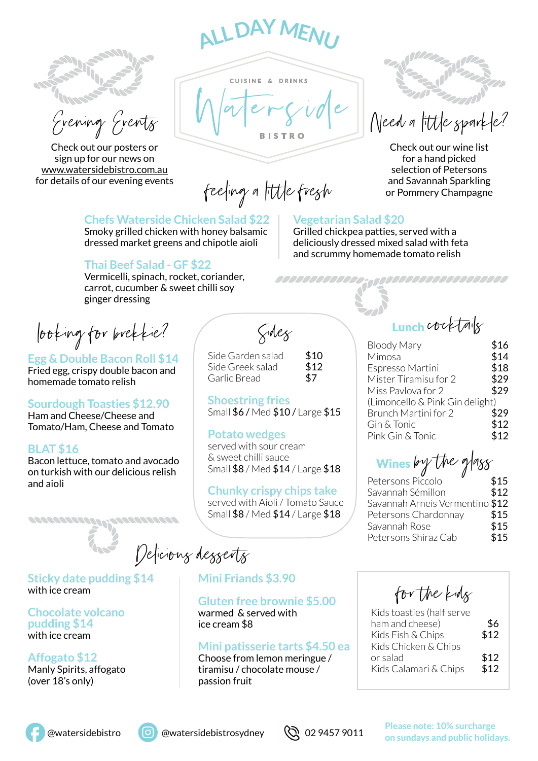# ALL DAY MENU

CUISINE & DRINKS

# Waterside

BISTRO

## Evening Events

Check out our posters or sign up for our news on www.watersidebistro.com.au for details of our evening events

## Need a little sparkle?

Check out our wine list for a hand picked selection of Petersons and Savannah Sparkling or Pommery Champagne

## feeling a little fresh

**Chefs Waterside Chicken Salad $22**
Smoky grilled chicken with honey balsamic dressed market greens and chipotle aioli

**Thai Beef Salad - GF $22**
Vermicelli, spinach, rocket, coriander, carrot, cucumber & sweet chilli soy ginger dressing

**Vegetarian Salad $20**
Grilled chickpea patties, served with a deliciously dressed mixed salad with feta and scrummy homemade tomato relish

## looking for brekkie?

**Egg & Double Bacon Roll $14**
Fried egg, crispy double bacon and homemade tomato relish

**Sourdough Toasties $12.90**
Ham and Cheese/Cheese and Tomato/Ham, Cheese and Tomato

**BLAT $16**
Bacon lettuce, tomato and avocado on turkish with our delicious relish and aioli

## Sides

| | |
|---|---|
| Side Garden salad | $10 |
| Side Greek salad | $12 |
| Garlic Bread | $7 |

**Shoestring fries**
Small $6 / Med $10 / Large $15

**Potato wedges**
served with sour cream & sweet chilli sauce
Small $8 / Med $14 / Large $18

**Chunky crispy chips take**
served with Aioli / Tomato Sauce
Small $8 / Med $14 / Large $18

## Lunch cocktails

| | |
|---|---|
| Bloody Mary | $16 |
| Mimosa | $14 |
| Espresso Martini | $18 |
| Mister Tiramisu for 2 | $29 |
| Miss Pavlova for 2 (Limoncello & Pink Gin delight) | $29 |
| Brunch Martini for 2 | $29 |
| Gin & Tonic | $12 |
| Pink Gin & Tonic | $12 |

## Wines by the glass

| | |
|---|---|
| Petersons Piccolo | $15 |
| Savannah Sémillon | $12 |
| Savannah Arneis Vermentino | $12 |
| Petersons Chardonnay | $15 |
| Savannah Rose | $15 |
| Petersons Shiraz Cab | $15 |

## Delicious desserts

**Sticky date pudding $14**
with ice cream

**Chocolate volcano pudding $14**
with ice cream

**Affogato $12**
Manly Spirits, affogato (over 18's only)

**Mini Friands $3.90**

**Gluten free brownie $5.00**
warmed & served with ice cream $8

**Mini patisserie tarts $4.50 ea**
Choose from lemon meringue / tiramisu / chocolate mouse / passion fruit

## for the kids

| | |
|---|---|
| Kids toasties (half serve ham and cheese) | $6 |
| Kids Fish & Chips | $12 |
| Kids Chicken & Chips or salad | $12 |
| Kids Calamari & Chips | $12 |

@watersidebistro

@watersidebistrosydney

02 9457 9011

Please note: 10% surcharge on sundays and public holidays.